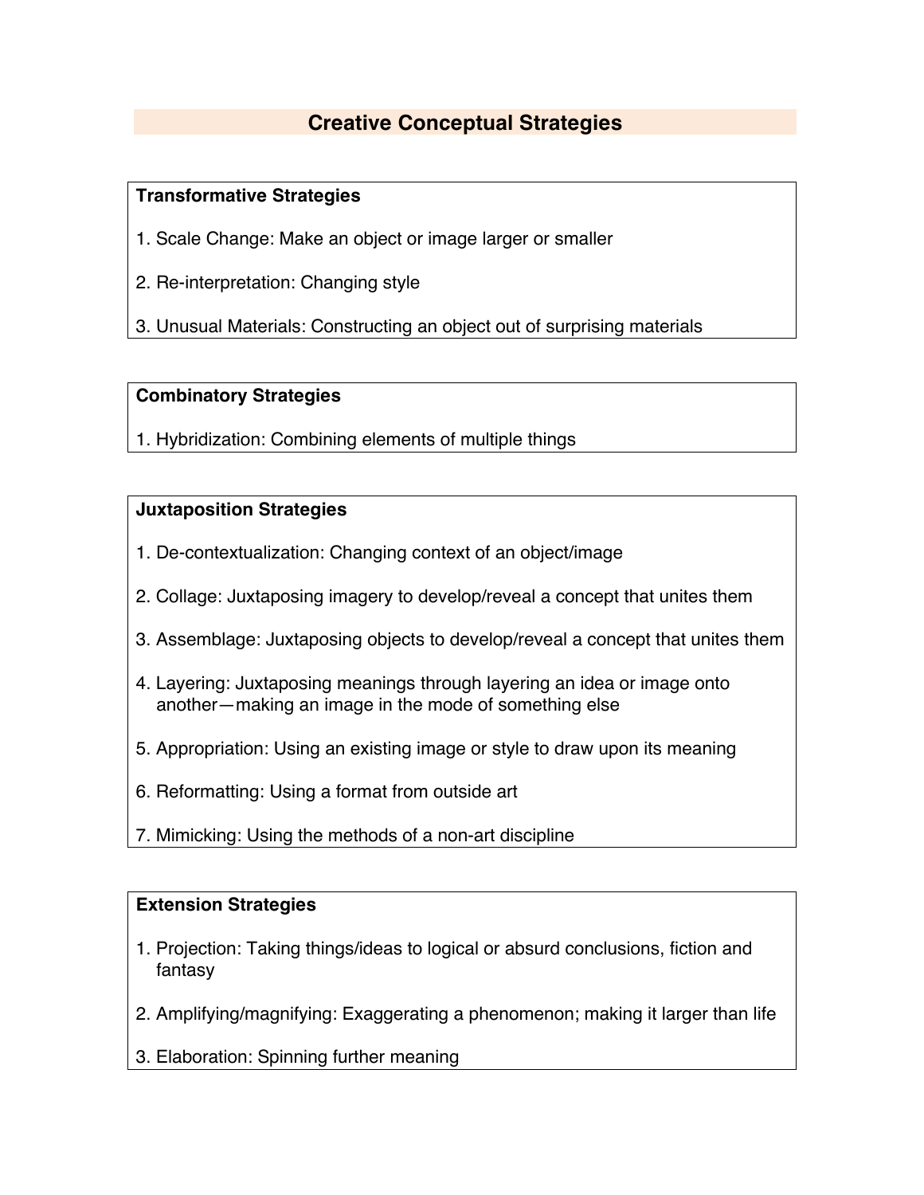# Creative Conceptual Strategies

## Transformative Strategies

1. Scale Change: Make an object or image larger or smaller
2. Re-interpretation: Changing style
3. Unusual Materials: Constructing an object out of surprising materials

## Combinatory Strategies

1. Hybridization: Combining elements of multiple things

## Juxtaposition Strategies

1. De-contextualization: Changing context of an object/image
2. Collage: Juxtaposing imagery to develop/reveal a concept that unites them
3. Assemblage: Juxtaposing objects to develop/reveal a concept that unites them
4. Layering: Juxtaposing meanings through layering an idea or image onto another—making an image in the mode of something else
5. Appropriation: Using an existing image or style to draw upon its meaning
6. Reformatting: Using a format from outside art
7. Mimicking: Using the methods of a non-art discipline

## Extension Strategies

1. Projection: Taking things/ideas to logical or absurd conclusions, fiction and fantasy
2. Amplifying/magnifying: Exaggerating a phenomenon; making it larger than life
3. Elaboration: Spinning further meaning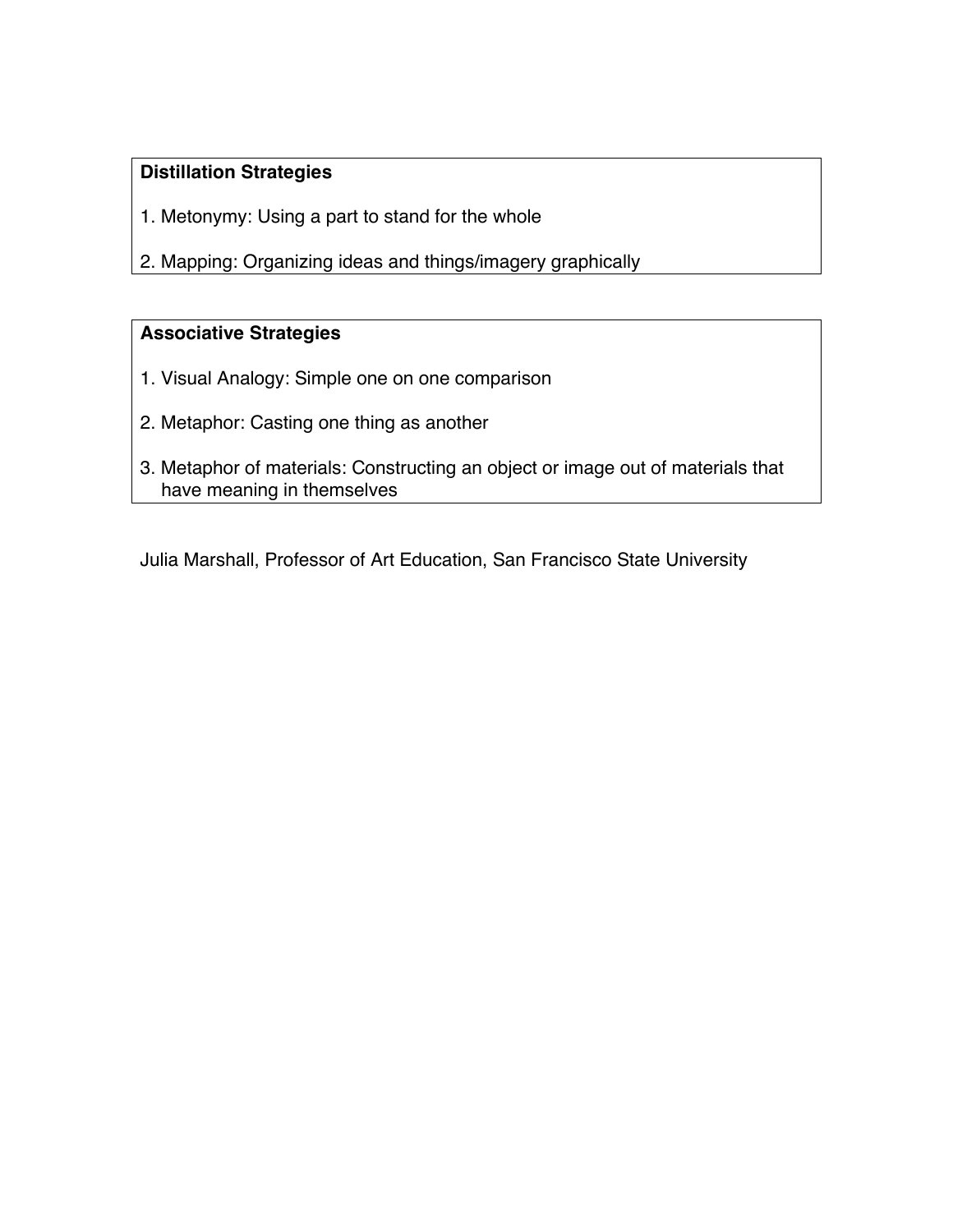**Distillation Strategies**

1. Metonymy: Using a part to stand for the whole
2. Mapping: Organizing ideas and things/imagery graphically

**Associative Strategies**

1. Visual Analogy: Simple one on one comparison
2. Metaphor: Casting one thing as another
3. Metaphor of materials: Constructing an object or image out of materials that have meaning in themselves

Julia Marshall, Professor of Art Education, San Francisco State University